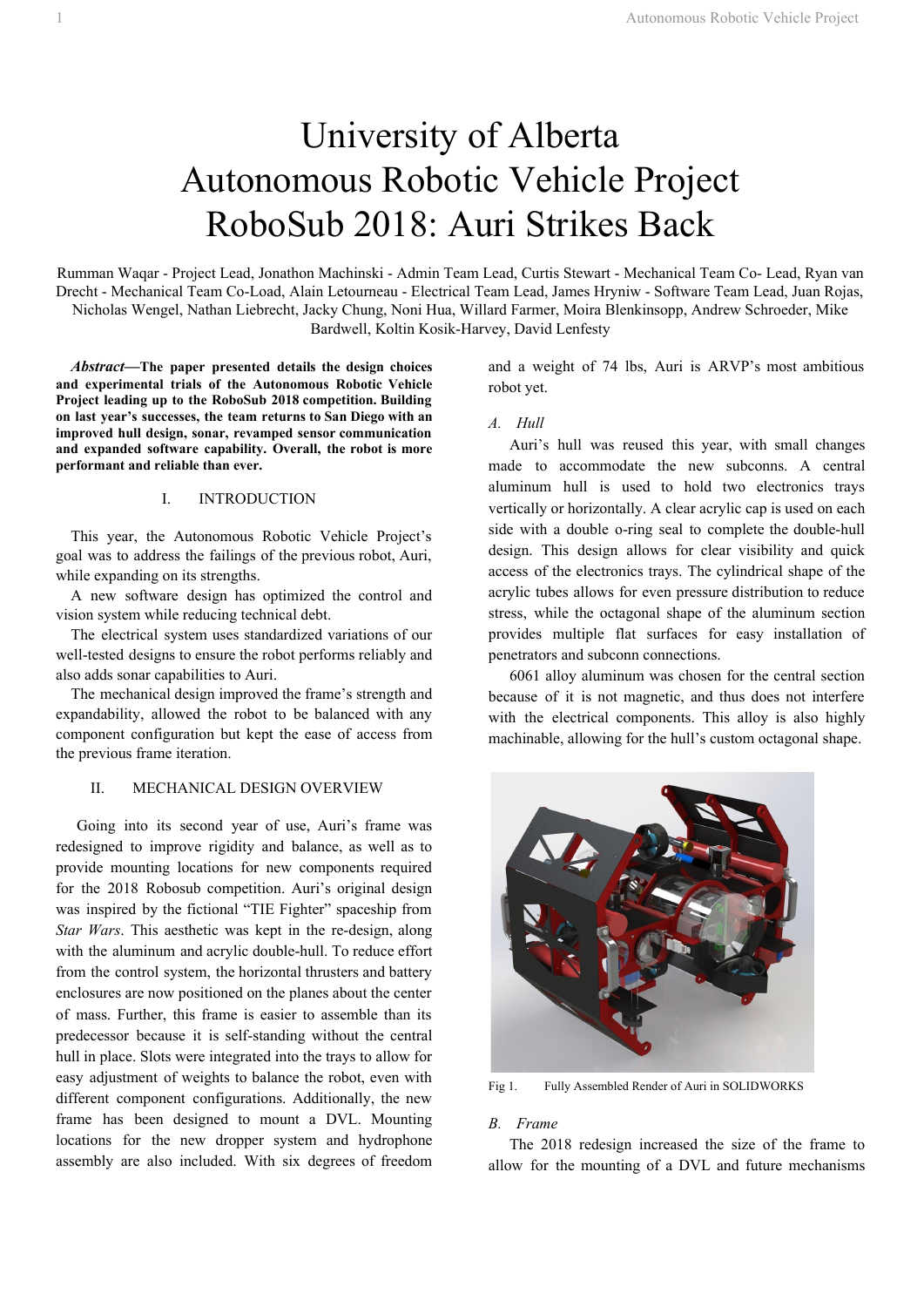# University of Alberta Autonomous Robotic Vehicle Project RoboSub 2018: Auri Strikes Back

Rumman Waqar - Project Lead, Jonathon Machinski - Admin Team Lead, Curtis Stewart - Mechanical Team Co- Lead, Ryan van Drecht - Mechanical Team Co-Load, Alain Letourneau - Electrical Team Lead, James Hryniw - Software Team Lead, Juan Rojas, Nicholas Wengel, Nathan Liebrecht, Jacky Chung, Noni Hua, Willard Farmer, Moira Blenkinsopp, Andrew Schroeder, Mike Bardwell, Koltin Kosik-Harvey, David Lenfesty

***Abstract*—The paper presented details the design choices and experimental trials of the Autonomous Robotic Vehicle Project leading up to the RoboSub 2018 competition. Building on last year's successes, the team returns to San Diego with an improved hull design, sonar, revamped sensor communication and expanded software capability. Overall, the robot is more performant and reliable than ever.**

## I. INTRODUCTION

This year, the Autonomous Robotic Vehicle Project's goal was to address the failings of the previous robot, Auri, while expanding on its strengths.

A new software design has optimized the control and vision system while reducing technical debt.

The electrical system uses standardized variations of our well-tested designs to ensure the robot performs reliably and also adds sonar capabilities to Auri.

The mechanical design improved the frame's strength and expandability, allowed the robot to be balanced with any component configuration but kept the ease of access from the previous frame iteration.

## II. MECHANICAL DESIGN OVERVIEW

Going into its second year of use, Auri's frame was redesigned to improve rigidity and balance, as well as to provide mounting locations for new components required for the 2018 Robosub competition. Auri's original design was inspired by the fictional "TIE Fighter" spaceship from *Star Wars*. This aesthetic was kept in the re-design, along with the aluminum and acrylic double-hull. To reduce effort from the control system, the horizontal thrusters and battery enclosures are now positioned on the planes about the center of mass. Further, this frame is easier to assemble than its predecessor because it is self-standing without the central hull in place. Slots were integrated into the trays to allow for easy adjustment of weights to balance the robot, even with different component configurations. Additionally, the new frame has been designed to mount a DVL. Mounting locations for the new dropper system and hydrophone assembly are also included. With six degrees of freedom and a weight of 74 lbs, Auri is ARVP's most ambitious robot yet.

### *A. Hull*

Auri's hull was reused this year, with small changes made to accommodate the new subconns. A central aluminum hull is used to hold two electronics trays vertically or horizontally. A clear acrylic cap is used on each side with a double o-ring seal to complete the double-hull design. This design allows for clear visibility and quick access of the electronics trays. The cylindrical shape of the acrylic tubes allows for even pressure distribution to reduce stress, while the octagonal shape of the aluminum section provides multiple flat surfaces for easy installation of penetrators and subconn connections.

6061 alloy aluminum was chosen for the central section because of it is not magnetic, and thus does not interfere with the electrical components. This alloy is also highly machinable, allowing for the hull's custom octagonal shape.

Fig 1. Fully Assembled Render of Auri in SOLIDWORKS

### *B. Frame*

The 2018 redesign increased the size of the frame to allow for the mounting of a DVL and future mechanisms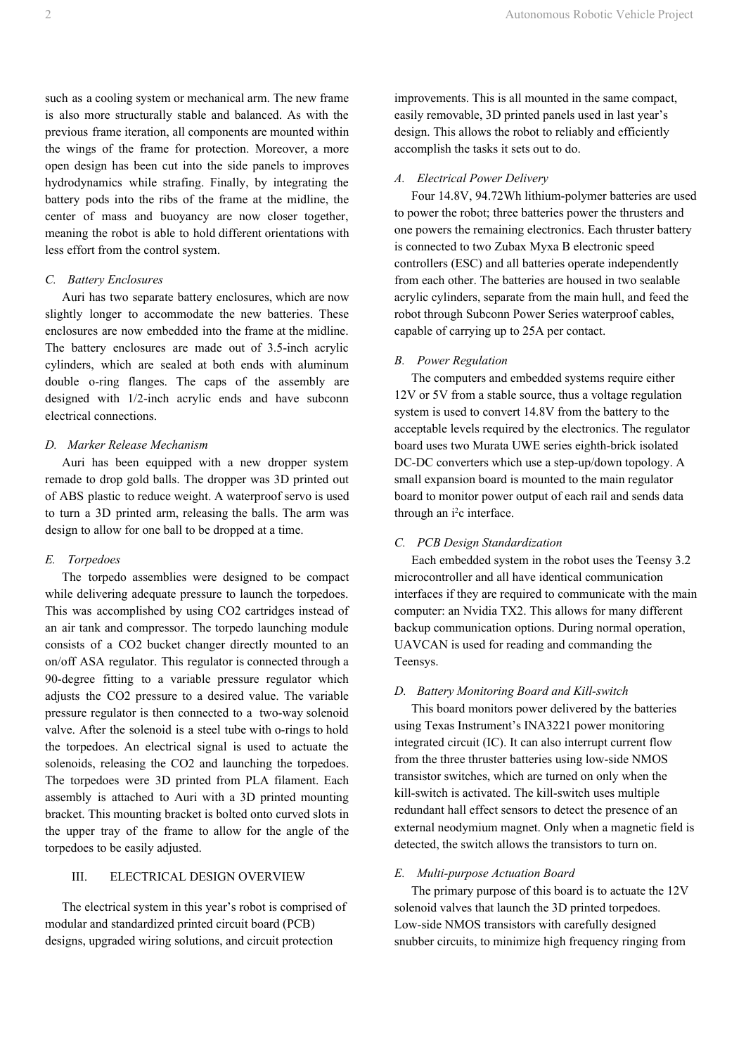such as a cooling system or mechanical arm. The new frame is also more structurally stable and balanced. As with the previous frame iteration, all components are mounted within the wings of the frame for protection. Moreover, a more open design has been cut into the side panels to improves hydrodynamics while strafing. Finally, by integrating the battery pods into the ribs of the frame at the midline, the center of mass and buoyancy are now closer together, meaning the robot is able to hold different orientations with less effort from the control system.

### *C. Battery Enclosures*

Auri has two separate battery enclosures, which are now slightly longer to accommodate the new batteries. These enclosures are now embedded into the frame at the midline. The battery enclosures are made out of 3.5-inch acrylic cylinders, which are sealed at both ends with aluminum double o-ring flanges. The caps of the assembly are designed with 1/2-inch acrylic ends and have subconn electrical connections.

### *D. Marker Release Mechanism*

Auri has been equipped with a new dropper system remade to drop gold balls. The dropper was 3D printed out of ABS plastic to reduce weight. A waterproof servo is used to turn a 3D printed arm, releasing the balls. The arm was design to allow for one ball to be dropped at a time.

### *E. Torpedoes*

The torpedo assemblies were designed to be compact while delivering adequate pressure to launch the torpedoes. This was accomplished by using CO2 cartridges instead of an air tank and compressor. The torpedo launching module consists of a CO2 bucket changer directly mounted to an on/off ASA regulator. This regulator is connected through a 90-degree fitting to a variable pressure regulator which adjusts the CO2 pressure to a desired value. The variable pressure regulator is then connected to a two-way solenoid valve. After the solenoid is a steel tube with o-rings to hold the torpedoes. An electrical signal is used to actuate the solenoids, releasing the CO2 and launching the torpedoes. The torpedoes were 3D printed from PLA filament. Each assembly is attached to Auri with a 3D printed mounting bracket. This mounting bracket is bolted onto curved slots in the upper tray of the frame to allow for the angle of the torpedoes to be easily adjusted.

## III. Electrical Design Overview

The electrical system in this year's robot is comprised of modular and standardized printed circuit board (PCB) designs, upgraded wiring solutions, and circuit protection improvements. This is all mounted in the same compact, easily removable, 3D printed panels used in last year's design. This allows the robot to reliably and efficiently accomplish the tasks it sets out to do.

### *A. Electrical Power Delivery*

Four 14.8V, 94.72Wh lithium-polymer batteries are used to power the robot; three batteries power the thrusters and one powers the remaining electronics. Each thruster battery is connected to two Zubax Myxa B electronic speed controllers (ESC) and all batteries operate independently from each other. The batteries are housed in two sealable acrylic cylinders, separate from the main hull, and feed the robot through Subconn Power Series waterproof cables, capable of carrying up to 25A per contact.

### *B. Power Regulation*

The computers and embedded systems require either 12V or 5V from a stable source, thus a voltage regulation system is used to convert 14.8V from the battery to the acceptable levels required by the electronics. The regulator board uses two Murata UWE series eighth-brick isolated DC-DC converters which use a step-up/down topology. A small expansion board is mounted to the main regulator board to monitor power output of each rail and sends data through an i$^2$c interface.

### *C. PCB Design Standardization*

Each embedded system in the robot uses the Teensy 3.2 microcontroller and all have identical communication interfaces if they are required to communicate with the main computer: an Nvidia TX2. This allows for many different backup communication options. During normal operation, UAVCAN is used for reading and commanding the Teensys.

### *D. Battery Monitoring Board and Kill-switch*

This board monitors power delivered by the batteries using Texas Instrument's INA3221 power monitoring integrated circuit (IC). It can also interrupt current flow from the three thruster batteries using low-side NMOS transistor switches, which are turned on only when the kill-switch is activated. The kill-switch uses multiple redundant hall effect sensors to detect the presence of an external neodymium magnet. Only when a magnetic field is detected, the switch allows the transistors to turn on.

### *E. Multi-purpose Actuation Board*

The primary purpose of this board is to actuate the 12V solenoid valves that launch the 3D printed torpedoes. Low-side NMOS transistors with carefully designed snubber circuits, to minimize high frequency ringing from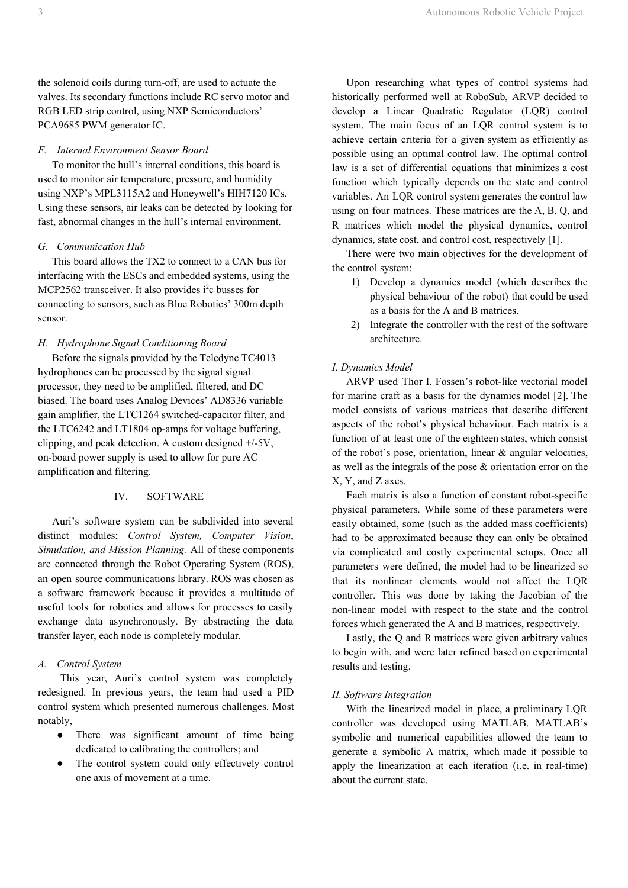the solenoid coils during turn-off, are used to actuate the valves. Its secondary functions include RC servo motor and RGB LED strip control, using NXP Semiconductors' PCA9685 PWM generator IC.

### *F. Internal Environment Sensor Board*

To monitor the hull's internal conditions, this board is used to monitor air temperature, pressure, and humidity using NXP's MPL3115A2 and Honeywell's HIH7120 ICs. Using these sensors, air leaks can be detected by looking for fast, abnormal changes in the hull's internal environment.

### *G. Communication Hub*

This board allows the TX2 to connect to a CAN bus for interfacing with the ESCs and embedded systems, using the MCP2562 transceiver. It also provides $i^2c$ busses for connecting to sensors, such as Blue Robotics' 300m depth sensor.

### *H. Hydrophone Signal Conditioning Board*

Before the signals provided by the Teledyne TC4013 hydrophones can be processed by the signal signal processor, they need to be amplified, filtered, and DC biased. The board uses Analog Devices' AD8336 variable gain amplifier, the LTC1264 switched-capacitor filter, and the LTC6242 and LT1804 op-amps for voltage buffering, clipping, and peak detection. A custom designed +/-5V, on-board power supply is used to allow for pure AC amplification and filtering.

## IV. SOFTWARE

Auri's software system can be subdivided into several distinct modules; *Control System, Computer Vision*, *Simulation, and Mission Planning.* All of these components are connected through the Robot Operating System (ROS), an open source communications library. ROS was chosen as a software framework because it provides a multitude of useful tools for robotics and allows for processes to easily exchange data asynchronously. By abstracting the data transfer layer, each node is completely modular.

### *A. Control System*

This year, Auri's control system was completely redesigned. In previous years, the team had used a PID control system which presented numerous challenges. Most notably,

- There was significant amount of time being dedicated to calibrating the controllers; and
- The control system could only effectively control one axis of movement at a time.

Upon researching what types of control systems had historically performed well at RoboSub, ARVP decided to develop a Linear Quadratic Regulator (LQR) control system. The main focus of an LQR control system is to achieve certain criteria for a given system as efficiently as possible using an optimal control law. The optimal control law is a set of differential equations that minimizes a cost function which typically depends on the state and control variables. An LQR control system generates the control law using on four matrices. These matrices are the A, B, Q, and R matrices which model the physical dynamics, control dynamics, state cost, and control cost, respectively [1].

There were two main objectives for the development of the control system:

1) Develop a dynamics model (which describes the physical behaviour of the robot) that could be used as a basis for the A and B matrices.
2) Integrate the controller with the rest of the software architecture.

#### *I. Dynamics Model*

ARVP used Thor I. Fossen's robot-like vectorial model for marine craft as a basis for the dynamics model [2]. The model consists of various matrices that describe different aspects of the robot's physical behaviour. Each matrix is a function of at least one of the eighteen states, which consist of the robot's pose, orientation, linear & angular velocities, as well as the integrals of the pose & orientation error on the X, Y, and Z axes.

Each matrix is also a function of constant robot-specific physical parameters. While some of these parameters were easily obtained, some (such as the added mass coefficients) had to be approximated because they can only be obtained via complicated and costly experimental setups. Once all parameters were defined, the model had to be linearized so that its nonlinear elements would not affect the LQR controller. This was done by taking the Jacobian of the non-linear model with respect to the state and the control forces which generated the A and B matrices, respectively.

Lastly, the Q and R matrices were given arbitrary values to begin with, and were later refined based on experimental results and testing.

#### *II. Software Integration*

With the linearized model in place, a preliminary LQR controller was developed using MATLAB. MATLAB's symbolic and numerical capabilities allowed the team to generate a symbolic A matrix, which made it possible to apply the linearization at each iteration (i.e. in real-time) about the current state.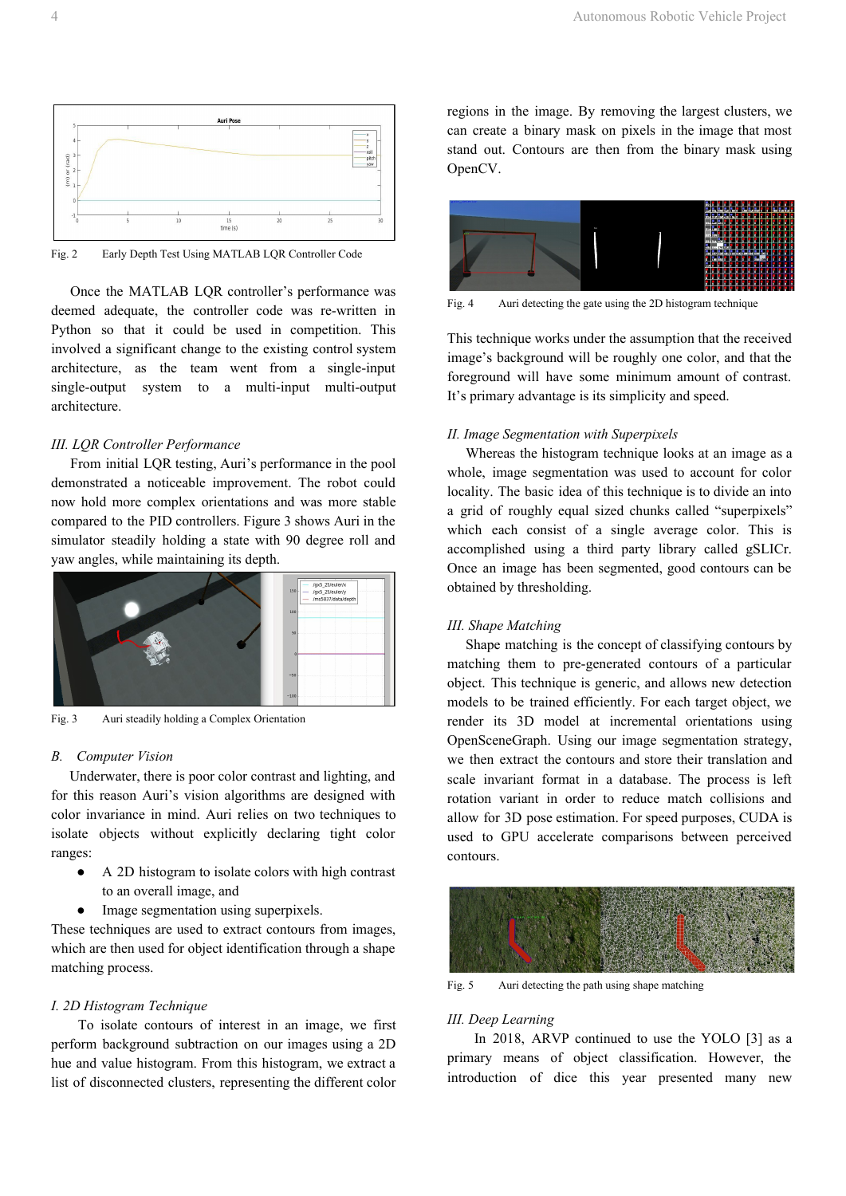Fig. 2 Early Depth Test Using MATLAB LQR Controller Code

Once the MATLAB LQR controller's performance was deemed adequate, the controller code was re-written in Python so that it could be used in competition. This involved a significant change to the existing control system architecture, as the team went from a single-input single-output system to a multi-input multi-output architecture.

### *III. LQR Controller Performance*

From initial LQR testing, Auri's performance in the pool demonstrated a noticeable improvement. The robot could now hold more complex orientations and was more stable compared to the PID controllers. Figure 3 shows Auri in the simulator steadily holding a state with 90 degree roll and yaw angles, while maintaining its depth.

Fig. 3 Auri steadily holding a Complex Orientation

## *B. Computer Vision*

Underwater, there is poor color contrast and lighting, and for this reason Auri's vision algorithms are designed with color invariance in mind. Auri relies on two techniques to isolate objects without explicitly declaring tight color ranges:

- A 2D histogram to isolate colors with high contrast to an overall image, and
- Image segmentation using superpixels.

These techniques are used to extract contours from images, which are then used for object identification through a shape matching process.

### *I. 2D Histogram Technique*

To isolate contours of interest in an image, we first perform background subtraction on our images using a 2D hue and value histogram. From this histogram, we extract a list of disconnected clusters, representing the different color regions in the image. By removing the largest clusters, we can create a binary mask on pixels in the image that most stand out. Contours are then from the binary mask using OpenCV.

Fig. 4 Auri detecting the gate using the 2D histogram technique

This technique works under the assumption that the received image's background will be roughly one color, and that the foreground will have some minimum amount of contrast. It's primary advantage is its simplicity and speed.

### *II. Image Segmentation with Superpixels*

Whereas the histogram technique looks at an image as a whole, image segmentation was used to account for color locality. The basic idea of this technique is to divide an into a grid of roughly equal sized chunks called "superpixels" which each consist of a single average color. This is accomplished using a third party library called gSLICr. Once an image has been segmented, good contours can be obtained by thresholding.

### *III. Shape Matching*

Shape matching is the concept of classifying contours by matching them to pre-generated contours of a particular object. This technique is generic, and allows new detection models to be trained efficiently. For each target object, we render its 3D model at incremental orientations using OpenSceneGraph. Using our image segmentation strategy, we then extract the contours and store their translation and scale invariant format in a database. The process is left rotation variant in order to reduce match collisions and allow for 3D pose estimation. For speed purposes, CUDA is used to GPU accelerate comparisons between perceived contours.

Fig. 5 Auri detecting the path using shape matching

### *III. Deep Learning*

In 2018, ARVP continued to use the YOLO [3] as a primary means of object classification. However, the introduction of dice this year presented many new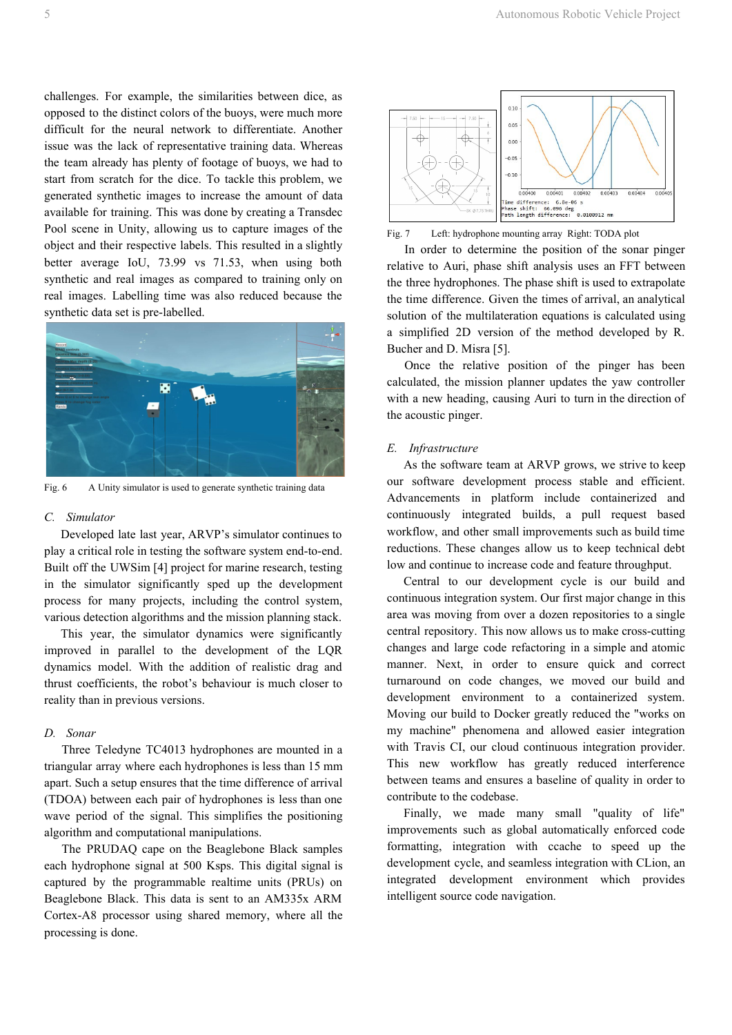challenges. For example, the similarities between dice, as opposed to the distinct colors of the buoys, were much more difficult for the neural network to differentiate. Another issue was the lack of representative training data. Whereas the team already has plenty of footage of buoys, we had to start from scratch for the dice. To tackle this problem, we generated synthetic images to increase the amount of data available for training. This was done by creating a Transdec Pool scene in Unity, allowing us to capture images of the object and their respective labels. This resulted in a slightly better average IoU, 73.99 vs 71.53, when using both synthetic and real images as compared to training only on real images. Labelling time was also reduced because the synthetic data set is pre-labelled.

Fig. 6 A Unity simulator is used to generate synthetic training data

### C. *Simulator*

Developed late last year, ARVP's simulator continues to play a critical role in testing the software system end-to-end. Built off the UWSim [4] project for marine research, testing in the simulator significantly sped up the development process for many projects, including the control system, various detection algorithms and the mission planning stack.

This year, the simulator dynamics were significantly improved in parallel to the development of the LQR dynamics model. With the addition of realistic drag and thrust coefficients, the robot's behaviour is much closer to reality than in previous versions.

### D. *Sonar*

Three Teledyne TC4013 hydrophones are mounted in a triangular array where each hydrophones is less than 15 mm apart. Such a setup ensures that the time difference of arrival (TDOA) between each pair of hydrophones is less than one wave period of the signal. This simplifies the positioning algorithm and computational manipulations.

The PRUDAQ cape on the Beaglebone Black samples each hydrophone signal at 500 Ksps. This digital signal is captured by the programmable realtime units (PRUs) on Beaglebone Black. This data is sent to an AM335x ARM Cortex-A8 processor using shared memory, where all the processing is done.

Fig. 7 Left: hydrophone mounting array Right: TODA plot

In order to determine the position of the sonar pinger relative to Auri, phase shift analysis uses an FFT between the three hydrophones. The phase shift is used to extrapolate the time difference. Given the times of arrival, an analytical solution of the multilateration equations is calculated using a simplified 2D version of the method developed by R. Bucher and D. Misra [5].

Once the relative position of the pinger has been calculated, the mission planner updates the yaw controller with a new heading, causing Auri to turn in the direction of the acoustic pinger.

### E. *Infrastructure*

As the software team at ARVP grows, we strive to keep our software development process stable and efficient. Advancements in platform include containerized and continuously integrated builds, a pull request based workflow, and other small improvements such as build time reductions. These changes allow us to keep technical debt low and continue to increase code and feature throughput.

Central to our development cycle is our build and continuous integration system. Our first major change in this area was moving from over a dozen repositories to a single central repository. This now allows us to make cross-cutting changes and large code refactoring in a simple and atomic manner. Next, in order to ensure quick and correct turnaround on code changes, we moved our build and development environment to a containerized system. Moving our build to Docker greatly reduced the "works on my machine" phenomena and allowed easier integration with Travis CI, our cloud continuous integration provider. This new workflow has greatly reduced interference between teams and ensures a baseline of quality in order to contribute to the codebase.

Finally, we made many small "quality of life" improvements such as global automatically enforced code formatting, integration with ccache to speed up the development cycle, and seamless integration with CLion, an integrated development environment which provides intelligent source code navigation.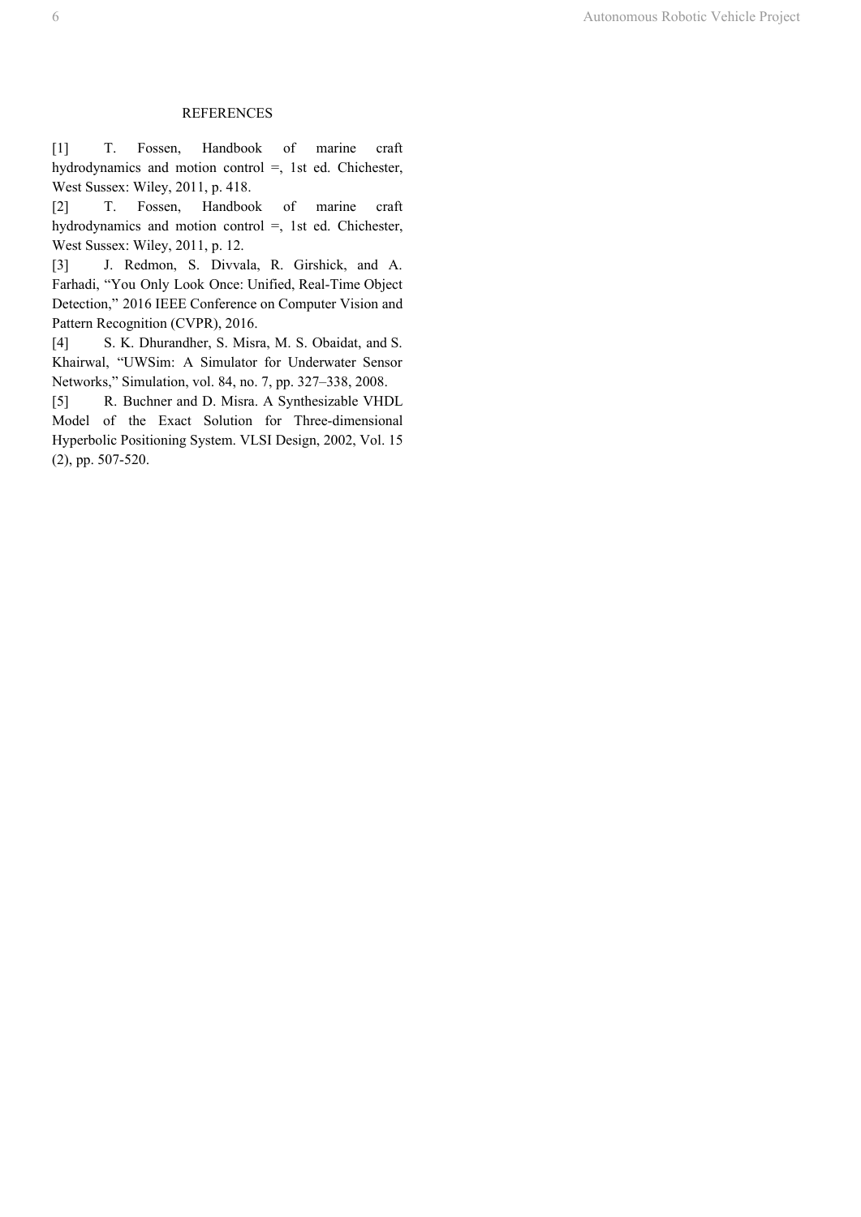## REFERENCES

[1] T. Fossen, Handbook of marine craft hydrodynamics and motion control =, 1st ed. Chichester, West Sussex: Wiley, 2011, p. 418.

[2] T. Fossen, Handbook of marine craft hydrodynamics and motion control =, 1st ed. Chichester, West Sussex: Wiley, 2011, p. 12.

[3] J. Redmon, S. Divvala, R. Girshick, and A. Farhadi, "You Only Look Once: Unified, Real-Time Object Detection," 2016 IEEE Conference on Computer Vision and Pattern Recognition (CVPR), 2016.

[4] S. K. Dhurandher, S. Misra, M. S. Obaidat, and S. Khairwal, "UWSim: A Simulator for Underwater Sensor Networks," Simulation, vol. 84, no. 7, pp. 327–338, 2008.

[5] R. Buchner and D. Misra. A Synthesizable VHDL Model of the Exact Solution for Three-dimensional Hyperbolic Positioning System. VLSI Design, 2002, Vol. 15 (2), pp. 507-520.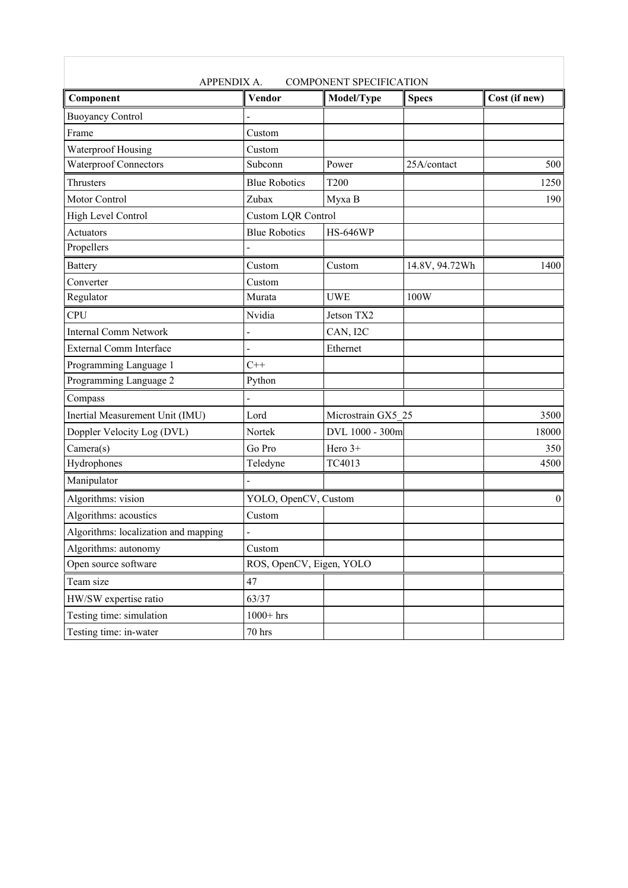## APPENDIX A. COMPONENT SPECIFICATION

| Component | Vendor | Model/Type | Specs | Cost (if new) |
|---|---|---|---|---|
| Buoyancy Control | - | | | |
| Frame | Custom | | | |
| Waterproof Housing | Custom | | | |
| Waterproof Connectors | Subconn | Power | 25A/contact | 500 |
| Thrusters | Blue Robotics | T200 | | 1250 |
| Motor Control | Zubax | Myxa B | | 190 |
| High Level Control | Custom LQR Control | | | |
| Actuators | Blue Robotics | HS-646WP | | |
| Propellers | - | | | |
| Battery | Custom | Custom | 14.8V, 94.72Wh | 1400 |
| Converter | Custom | | | |
| Regulator | Murata | UWE | 100W | |
| CPU | Nvidia | Jetson TX2 | | |
| Internal Comm Network | - | CAN, I2C | | |
| External Comm Interface | - | Ethernet | | |
| Programming Language 1 | C++ | | | |
| Programming Language 2 | Python | | | |
| Compass | - | | | |
| Inertial Measurement Unit (IMU) | Lord | Microstrain GX5_25 | | 3500 |
| Doppler Velocity Log (DVL) | Nortek | DVL 1000 - 300m | | 18000 |
| Camera(s) | Go Pro | Hero 3+ | | 350 |
| Hydrophones | Teledyne | TC4013 | | 4500 |
| Manipulator | - | | | |
| Algorithms: vision | YOLO, OpenCV, Custom | | | 0 |
| Algorithms: acoustics | Custom | | | |
| Algorithms: localization and mapping | - | | | |
| Algorithms: autonomy | Custom | | | |
| Open source software | ROS, OpenCV, Eigen, YOLO | | | |
| Team size | 47 | | | |
| HW/SW expertise ratio | 63/37 | | | |
| Testing time: simulation | 1000+ hrs | | | |
| Testing time: in-water | 70 hrs | | | |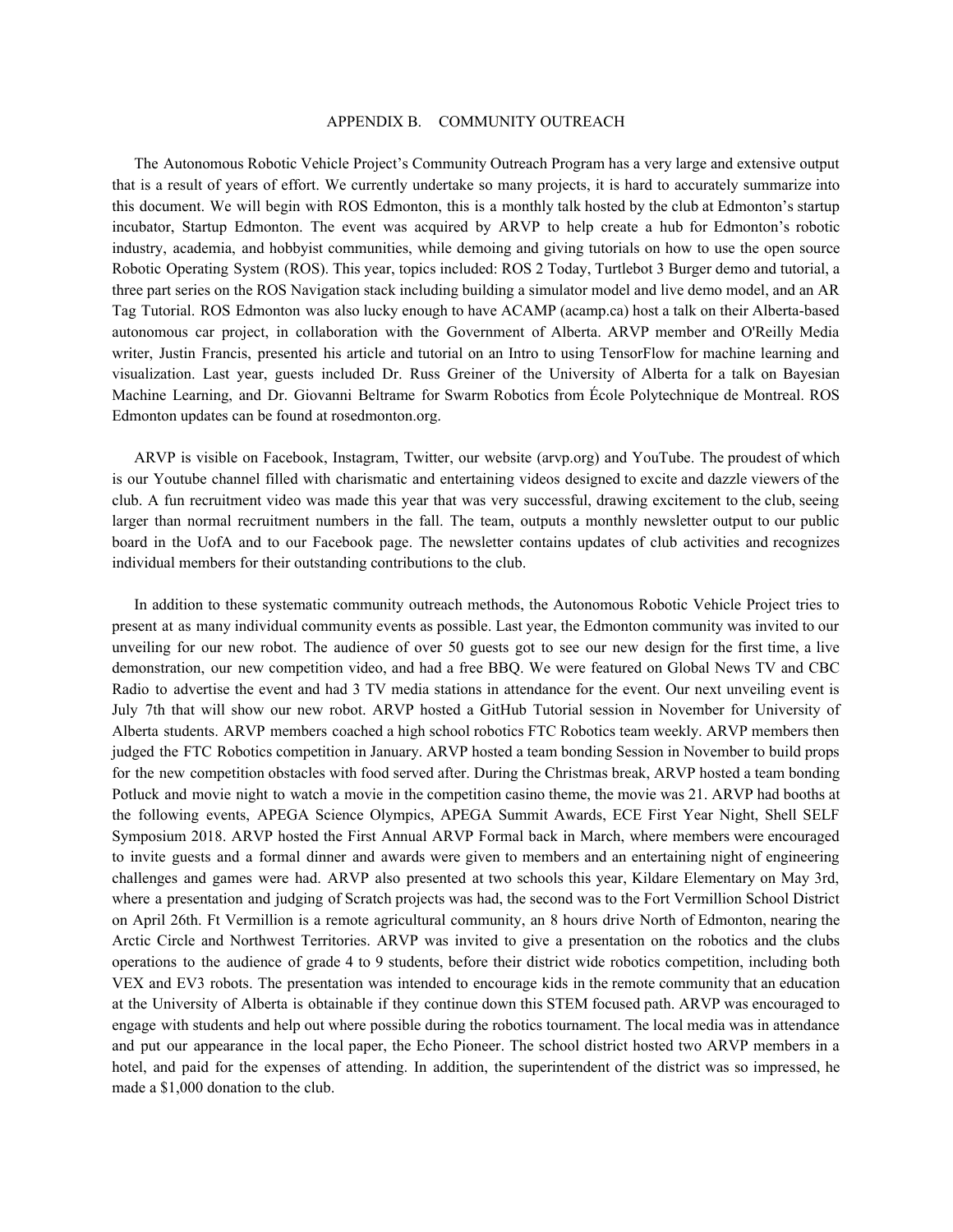# APPENDIX B. COMMUNITY OUTREACH

The Autonomous Robotic Vehicle Project's Community Outreach Program has a very large and extensive output that is a result of years of effort. We currently undertake so many projects, it is hard to accurately summarize into this document. We will begin with ROS Edmonton, this is a monthly talk hosted by the club at Edmonton's startup incubator, Startup Edmonton. The event was acquired by ARVP to help create a hub for Edmonton's robotic industry, academia, and hobbyist communities, while demoing and giving tutorials on how to use the open source Robotic Operating System (ROS). This year, topics included: ROS 2 Today, Turtlebot 3 Burger demo and tutorial, a three part series on the ROS Navigation stack including building a simulator model and live demo model, and an AR Tag Tutorial. ROS Edmonton was also lucky enough to have ACAMP (acamp.ca) host a talk on their Alberta-based autonomous car project, in collaboration with the Government of Alberta. ARVP member and O'Reilly Media writer, Justin Francis, presented his article and tutorial on an Intro to using TensorFlow for machine learning and visualization. Last year, guests included Dr. Russ Greiner of the University of Alberta for a talk on Bayesian Machine Learning, and Dr. Giovanni Beltrame for Swarm Robotics from École Polytechnique de Montreal. ROS Edmonton updates can be found at rosedmonton.org.

ARVP is visible on Facebook, Instagram, Twitter, our website (arvp.org) and YouTube. The proudest of which is our Youtube channel filled with charismatic and entertaining videos designed to excite and dazzle viewers of the club. A fun recruitment video was made this year that was very successful, drawing excitement to the club, seeing larger than normal recruitment numbers in the fall. The team, outputs a monthly newsletter output to our public board in the UofA and to our Facebook page. The newsletter contains updates of club activities and recognizes individual members for their outstanding contributions to the club.

In addition to these systematic community outreach methods, the Autonomous Robotic Vehicle Project tries to present at as many individual community events as possible. Last year, the Edmonton community was invited to our unveiling for our new robot. The audience of over 50 guests got to see our new design for the first time, a live demonstration, our new competition video, and had a free BBQ. We were featured on Global News TV and CBC Radio to advertise the event and had 3 TV media stations in attendance for the event. Our next unveiling event is July 7th that will show our new robot. ARVP hosted a GitHub Tutorial session in November for University of Alberta students. ARVP members coached a high school robotics FTC Robotics team weekly. ARVP members then judged the FTC Robotics competition in January. ARVP hosted a team bonding Session in November to build props for the new competition obstacles with food served after. During the Christmas break, ARVP hosted a team bonding Potluck and movie night to watch a movie in the competition casino theme, the movie was 21. ARVP had booths at the following events, APEGA Science Olympics, APEGA Summit Awards, ECE First Year Night, Shell SELF Symposium 2018. ARVP hosted the First Annual ARVP Formal back in March, where members were encouraged to invite guests and a formal dinner and awards were given to members and an entertaining night of engineering challenges and games were had. ARVP also presented at two schools this year, Kildare Elementary on May 3rd, where a presentation and judging of Scratch projects was had, the second was to the Fort Vermillion School District on April 26th. Ft Vermillion is a remote agricultural community, an 8 hours drive North of Edmonton, nearing the Arctic Circle and Northwest Territories. ARVP was invited to give a presentation on the robotics and the clubs operations to the audience of grade 4 to 9 students, before their district wide robotics competition, including both VEX and EV3 robots. The presentation was intended to encourage kids in the remote community that an education at the University of Alberta is obtainable if they continue down this STEM focused path. ARVP was encouraged to engage with students and help out where possible during the robotics tournament. The local media was in attendance and put our appearance in the local paper, the Echo Pioneer. The school district hosted two ARVP members in a hotel, and paid for the expenses of attending. In addition, the superintendent of the district was so impressed, he made a $1,000 donation to the club.